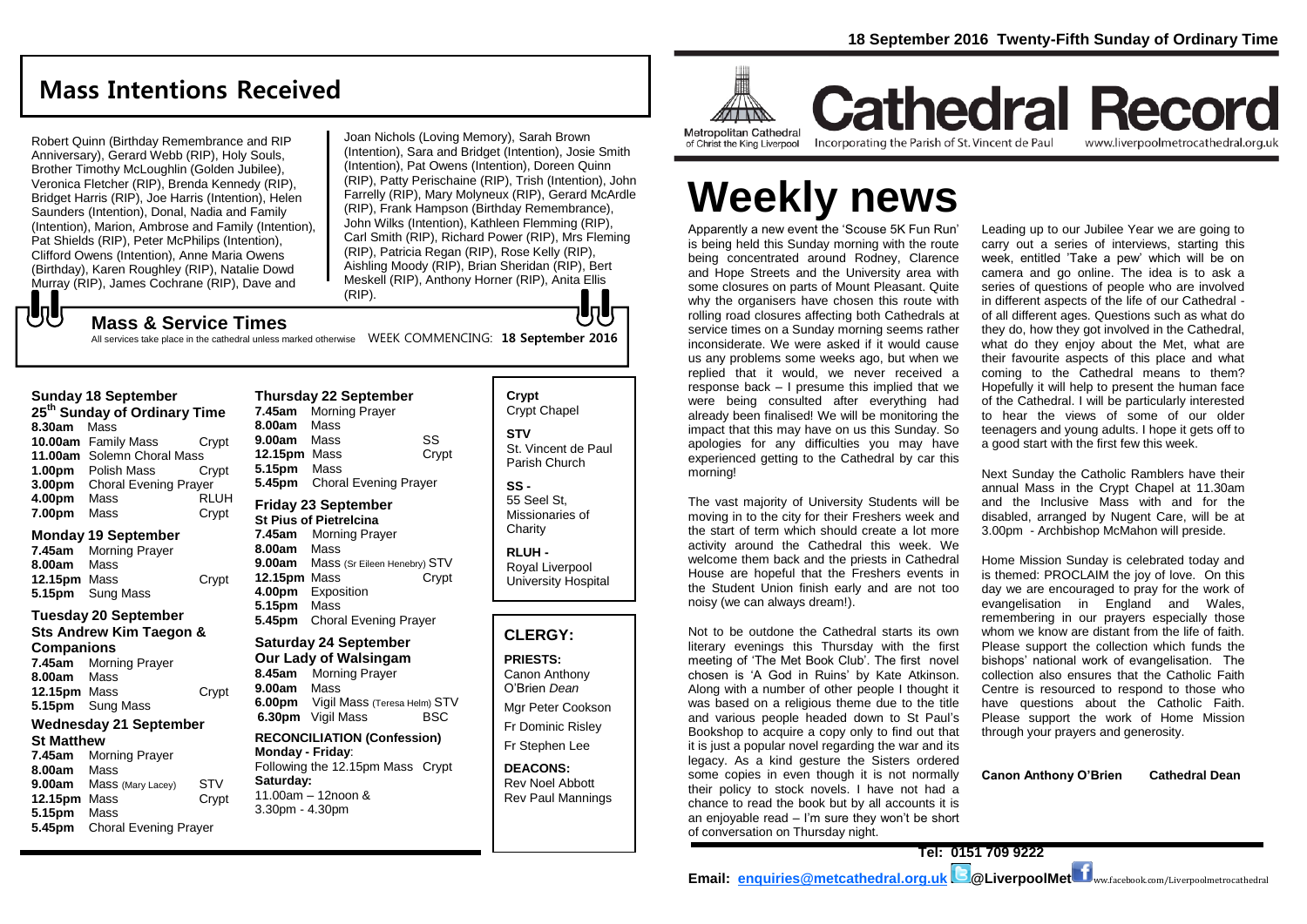## Mass Intentions Received

Robert Quinn (Birthday Remembrance and RIP Anniversary), Gerard Webb (RIP), Holy Souls, Brother Timothy McLoughlin (Golden Jubilee), Veronica Fletcher (RIP), Brenda Kennedy (RIP), Bridget Harris (RIP), Joe Harris (Intention), Helen Saunders (Intention), Donal, Nadia and Family (Intention), Marion, Ambrose and Family (Intention), Pat Shields (RIP), Peter McPhilips (Intention), Clifford Owens (Intention), Anne Maria Owens (Birthday), Karen Roughley (RIP), Natalie Dowd Murray (RIP), James Cochrane (RIP), Dave and Joan Nichols (Loving Memory), Sarah Brown (Intention), Sara and Bridget (Intention), Josie Smith (Intention), Pat Owens (Intention), Doreen Quinn (RIP), Patty Perischaine (RIP), Trish (Intention), John Farrelly (RIP), Mary Molyneux (RIP), Gerard McArdle (RIP), Frank Hampson (Birthday Remembrance), John Wilks (Intention), Kathleen Flemming (RIP), Carl Smith (RIP), Richard Power (RIP), Mrs Fleming (RIP), Patricia Regan (RIP), Rose Kelly (RIP), Aishling Moody (RIP), Brian Sheridan (RIP), Bert Meskell (RIP), Anthony Horner (RIP), Anita Ellis (RIP).

### Mass & Service Times

All services take place in the cathedral unless marked otherwise WEEK COMMENCING: **18 September 2016**

**Sunday 18 September**
**25th Sunday of Ordinary Time**
**8.30am** Mass
**10.00am** Family Mass Crypt
**11.00am** Solemn Choral Mass
**1.00pm** Polish Mass Crypt
**3.00pm** Choral Evening Prayer
**4.00pm** Mass RLUH
**7.00pm** Mass Crypt

**Monday 19 September**
**7.45am** Morning Prayer
**8.00am** Mass
**12.15pm** Mass Crypt
**5.15pm** Sung Mass

**Tuesday 20 September**
**Sts Andrew Kim Taegon & Companions**
**7.45am** Morning Prayer
**8.00am** Mass
**12.15pm** Mass Crypt
**5.15pm** Sung Mass

**Wednesday 21 September**
**St Matthew**
**7.45am** Morning Prayer
**8.00am** Mass
**9.00am** Mass (Mary Lacey) STV
**12.15pm** Mass Crypt
**5.15pm** Mass
**5.45pm** Choral Evening Prayer

**Thursday 22 September**
**7.45am** Morning Prayer
**8.00am** Mass
**9.00am** Mass SS
**12.15pm** Mass Crypt
**5.15pm** Mass
**5.45pm** Choral Evening Prayer

**Friday 23 September**
**St Pius of Pietrelcina**
**7.45am** Morning Prayer
**8.00am** Mass
**9.00am** Mass (Sr Eileen Henebry) STV
**12.15pm** Mass Crypt
**4.00pm** Exposition
**5.15pm** Mass
**5.45pm** Choral Evening Prayer

**Saturday 24 September**
**Our Lady of Walsingam**
**8.45am** Morning Prayer
**9.00am** Mass
**6.00pm** Vigil Mass (Teresa Helm) STV
**6.30pm** Vigil Mass BSC

**RECONCILIATION (Confession)**
**Monday - Friday**:
Following the 12.15pm Mass Crypt
**Saturday:**
11.00am – 12noon &
3.30pm - 4.30pm

**Crypt**
Crypt Chapel

**STV**
St. Vincent de Paul Parish Church

**SS -**
55 Seel St, Missionaries of Charity

**RLUH -**
Royal Liverpool University Hospital

### CLERGY:

**PRIESTS:**
Canon Anthony O'Brien *Dean*
Mgr Peter Cookson
Fr Dominic Risley
Fr Stephen Lee

**DEACONS:**
Rev Noel Abbott
Rev Paul Mannings

**18 September 2016 Twenty-Fifth Sunday of Ordinary Time**

Metropolitan Cathedral of Christ the King Liverpool

# Cathedral Record

Incorporating the Parish of St. Vincent de Paul www.liverpoolmetrocathedral.org.uk

# Weekly news

Apparently a new event the 'Scouse 5K Fun Run' is being held this Sunday morning with the route being concentrated around Rodney, Clarence and Hope Streets and the University area with some closures on parts of Mount Pleasant. Quite why the organisers have chosen this route with rolling road closures affecting both Cathedrals at service times on a Sunday morning seems rather inconsiderate. We were asked if it would cause us any problems some weeks ago, but when we replied that it would, we never received a response back – I presume this implied that we were being consulted after everything had already been finalised! We will be monitoring the impact that this may have on us this Sunday. So apologies for any difficulties you may have experienced getting to the Cathedral by car this morning!

The vast majority of University Students will be moving in to the city for their Freshers week and the start of term which should create a lot more activity around the Cathedral this week. We welcome them back and the priests in Cathedral House are hopeful that the Freshers events in the Student Union finish early and are not too noisy (we can always dream!).

Not to be outdone the Cathedral starts its own literary evenings this Thursday with the first meeting of 'The Met Book Club'. The first novel chosen is 'A God in Ruins' by Kate Atkinson. Along with a number of other people I thought it was based on a religious theme due to the title and various people headed down to St Paul's Bookshop to acquire a copy only to find out that it is just a popular novel regarding the war and its legacy. As a kind gesture the Sisters ordered some copies in even though it is not normally their policy to stock novels. I have not had a chance to read the book but by all accounts it is an enjoyable read – I'm sure they won't be short of conversation on Thursday night.

Leading up to our Jubilee Year we are going to carry out a series of interviews, starting this week, entitled 'Take a pew' which will be on camera and go online. The idea is to ask a series of questions of people who are involved in different aspects of the life of our Cathedral - of all different ages. Questions such as what do they do, how they got involved in the Cathedral, what do they enjoy about the Met, what are their favourite aspects of this place and what coming to the Cathedral means to them? Hopefully it will help to present the human face of the Cathedral. I will be particularly interested to hear the views of some of our older teenagers and young adults. I hope it gets off to a good start with the first few this week.

Next Sunday the Catholic Ramblers have their annual Mass in the Crypt Chapel at 11.30am and the Inclusive Mass with and for the disabled, arranged by Nugent Care, will be at 3.00pm - Archbishop McMahon will preside.

Home Mission Sunday is celebrated today and is themed: PROCLAIM the joy of love. On this day we are encouraged to pray for the work of evangelisation in England and Wales, remembering in our prayers especially those whom we know are distant from the life of faith. Please support the collection which funds the bishops' national work of evangelisation. The collection also ensures that the Catholic Faith Centre is resourced to respond to those who have questions about the Catholic Faith. Please support the work of Home Mission through your prayers and generosity.

**Canon Anthony O'Brien Cathedral Dean**

**Tel: 0151 709 9222**

**Email: enquiries@metcathedral.org.uk @LiverpoolMet** www.facebook.com/Liverpoolmetrocathedral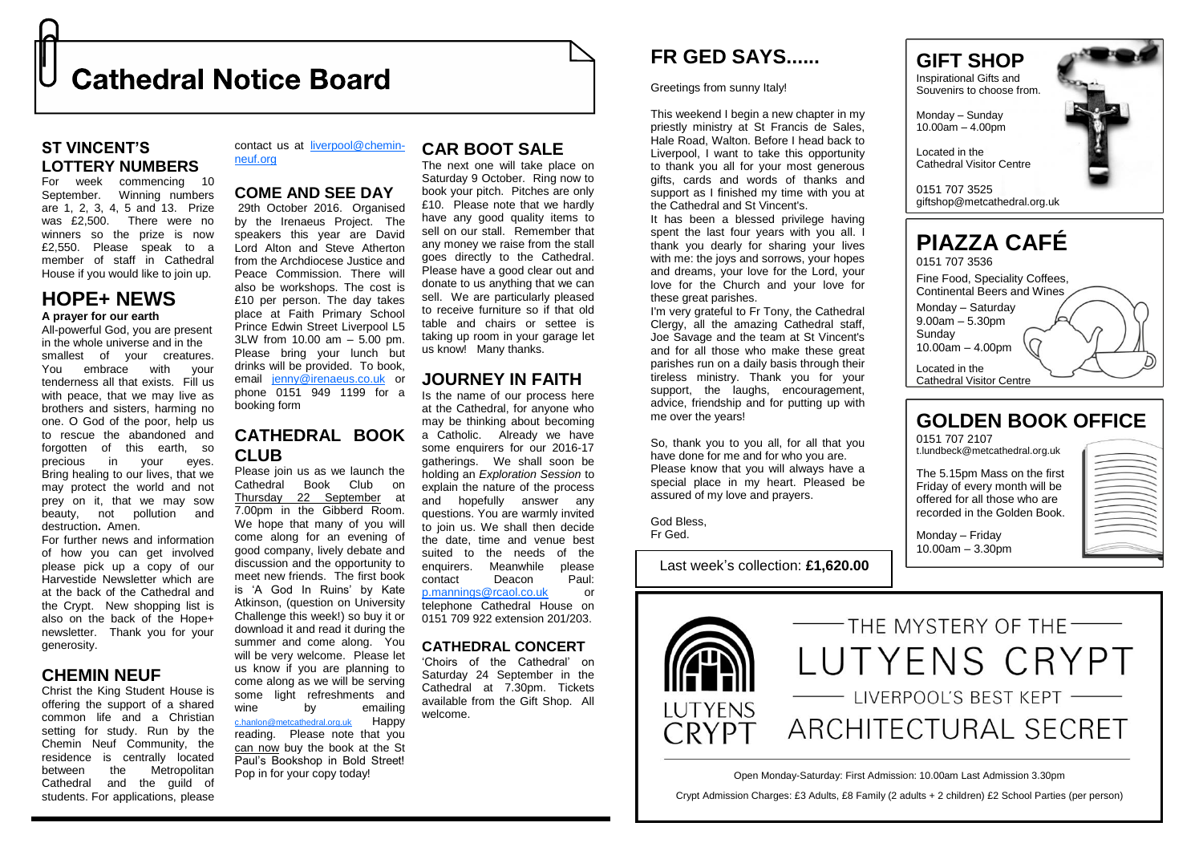// Cathedral Notice Board

## ST VINCENT'S LOTTERY NUMBERS

For week commencing 10 September. Winning numbers are 1, 2, 3, 4, 5 and 13. Prize was £2,500. There were no winners so the prize is now £2,550. Please speak to a member of staff in Cathedral House if you would like to join up.

## HOPE+ NEWS

**A prayer for our earth**

All-powerful God, you are present in the whole universe and in the smallest of your creatures. You embrace with your tenderness all that exists. Fill us with peace, that we may live as brothers and sisters, harming no one. O God of the poor, help us to rescue the abandoned and forgotten of this earth, so precious in your eyes. Bring healing to our lives, that we may protect the world and not prey on it, that we may sow beauty, not pollution and destruction**.** Amen.

For further news and information of how you can get involved please pick up a copy of our Harvestide Newsletter which are at the back of the Cathedral and the Crypt. New shopping list is also on the back of the Hope+ newsletter. Thank you for your generosity.

## CHEMIN NEUF

Christ the King Student House is offering the support of a shared common life and a Christian setting for study. Run by the Chemin Neuf Community, the residence is centrally located between the Metropolitan Cathedral and the guild of students. For applications, please contact us at liverpool@chemin-neuf.org

## COME AND SEE DAY

29th October 2016. Organised by the Irenaeus Project. The speakers this year are David Lord Alton and Steve Atherton from the Archdiocese Justice and Peace Commission. There will also be workshops. The cost is £10 per person. The day takes place at Faith Primary School Prince Edwin Street Liverpool L5 3LW from 10.00 am – 5.00 pm. Please bring your lunch but drinks will be provided. To book, email jenny@irenaeus.co.uk or phone 0151 949 1199 for a booking form

## CATHEDRAL BOOK CLUB

Please join us as we launch the Cathedral Book Club on Thursday 22 September at 7.00pm in the Gibberd Room. We hope that many of you will come along for an evening of good company, lively debate and discussion and the opportunity to meet new friends. The first book is 'A God In Ruins' by Kate Atkinson, (question on University Challenge this week!) so buy it or download it and read it during the summer and come along. You will be very welcome. Please let us know if you are planning to come along as we will be serving some light refreshments and wine by emailing c.hanlon@metcathedral.org.uk Happy reading. Please note that you can now buy the book at the St Paul's Bookshop in Bold Street! Pop in for your copy today!

## CAR BOOT SALE

The next one will take place on Saturday 9 October. Ring now to book your pitch. Pitches are only £10. Please note that we hardly have any good quality items to sell on our stall. Remember that any money we raise from the stall goes directly to the Cathedral. Please have a good clear out and donate to us anything that we can sell. We are particularly pleased to receive furniture so if that old table and chairs or settee is taking up room in your garage let us know! Many thanks.

## JOURNEY IN FAITH

Is the name of our process here at the Cathedral, for anyone who may be thinking about becoming a Catholic. Already we have some enquirers for our 2016-17 gatherings. We shall soon be holding an *Exploration Session* to explain the nature of the process and hopefully answer any questions. You are warmly invited to join us. We shall then decide the date, time and venue best suited to the needs of the enquirers. Meanwhile please contact Deacon Paul: p.mannings@rcaol.co.uk or telephone Cathedral House on 0151 709 922 extension 201/203.

### CATHEDRAL CONCERT

'Choirs of the Cathedral' on Saturday 24 September in the Cathedral at 7.30pm. Tickets available from the Gift Shop. All welcome.

## FR GED SAYS......

Greetings from sunny Italy!

This weekend I begin a new chapter in my priestly ministry at St Francis de Sales, Hale Road, Walton. Before I head back to Liverpool, I want to take this opportunity to thank you all for your most generous gifts, cards and words of thanks and support as I finished my time with you at the Cathedral and St Vincent's.

It has been a blessed privilege having spent the last four years with you all. I thank you dearly for sharing your lives with me: the joys and sorrows, your hopes and dreams, your love for the Lord, your love for the Church and your love for these great parishes.

I'm very grateful to Fr Tony, the Cathedral Clergy, all the amazing Cathedral staff, Joe Savage and the team at St Vincent's and for all those who make these great parishes run on a daily basis through their tireless ministry. Thank you for your support, the laughs, encouragement, advice, friendship and for putting up with me over the years!

So, thank you to you all, for all that you have done for me and for who you are. Please know that you will always have a special place in my heart. Pleased be assured of my love and prayers.

God Bless,
Fr Ged.

Last week's collection: **£1,620.00**

## GIFT SHOP

Inspirational Gifts and Souvenirs to choose from.

Monday – Sunday
10.00am – 4.00pm

Located in the Cathedral Visitor Centre

0151 707 3525
giftshop@metcathedral.org.uk

## PIAZZA CAFÉ

0151 707 3536

Fine Food, Speciality Coffees, Continental Beers and Wines

Monday – Saturday
9.00am – 5.30pm
Sunday
10.00am – 4.00pm

Located in the Cathedral Visitor Centre

## GOLDEN BOOK OFFICE

0151 707 2107
t.lundbeck@metcathedral.org.uk

The 5.15pm Mass on the first Friday of every month will be offered for all those who are recorded in the Golden Book.

Monday – Friday
10.00am – 3.30pm

LUTYENS CRYPT

THE MYSTERY OF THE
LUTYENS CRYPT
LIVERPOOL'S BEST KEPT
ARCHITECTURAL SECRET

Open Monday-Saturday: First Admission: 10.00am Last Admission 3.30pm

Crypt Admission Charges: £3 Adults, £8 Family (2 adults + 2 children) £2 School Parties (per person)